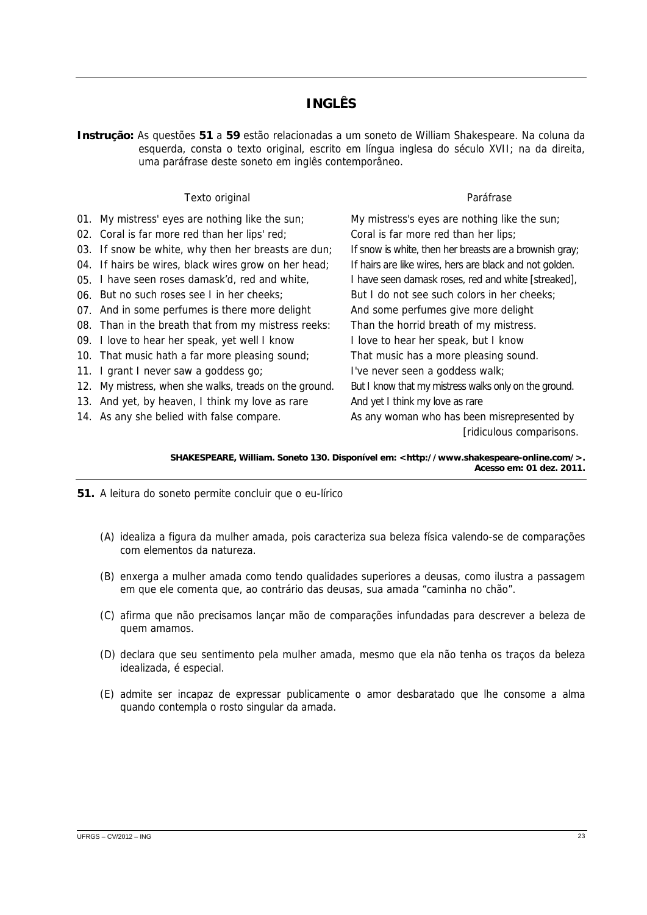# INGLÊS

**Instrução:** As questões **51** a **59** estão relacionadas a um soneto de William Shakespeare. Na coluna da esquerda, consta o texto original, escrito em língua inglesa do século XVII; na da direita, uma paráfrase deste soneto em inglês contemporâneo.

| | Texto original | Paráfrase |
|---|---|---|
| 01. | My mistress' eyes are nothing like the sun; | My mistress's eyes are nothing like the sun; |
| 02. | Coral is far more red than her lips' red; | Coral is far more red than her lips; |
| 03. | If snow be white, why then her breasts are dun; | If snow is white, then her breasts are a brownish gray; |
| 04. | If hairs be wires, black wires grow on her head; | If hairs are like wires, hers are black and not golden. |
| 05. | I have seen roses damask'd, red and white, | I have seen damask roses, red and white [streaked], |
| 06. | But no such roses see I in her cheeks; | But I do not see such colors in her cheeks; |
| 07. | And in some perfumes is there more delight | And some perfumes give more delight |
| 08. | Than in the breath that from my mistress reeks: | Than the horrid breath of my mistress. |
| 09. | I love to hear her speak, yet well I know | I love to hear her speak, but I know |
| 10. | That music hath a far more pleasing sound; | That music has a more pleasing sound. |
| 11. | I grant I never saw a goddess go; | I've never seen a goddess walk; |
| 12. | My mistress, when she walks, treads on the ground. | But I know that my mistress walks only on the ground. |
| 13. | And yet, by heaven, I think my love as rare | And yet I think my love as rare |
| 14. | As any she belied with false compare. | As any woman who has been misrepresented by [ridiculous comparisons. |

**SHAKESPEARE, William. Soneto 130. Disponível em: <http://www.shakespeare-online.com/>. Acesso em: 01 dez. 2011.**

**51.** A leitura do soneto permite concluir que o eu-lírico

(A) idealiza a figura da mulher amada, pois caracteriza sua beleza física valendo-se de comparações com elementos da natureza.

(B) enxerga a mulher amada como tendo qualidades superiores a deusas, como ilustra a passagem em que ele comenta que, ao contrário das deusas, sua amada "caminha no chão".

(C) afirma que não precisamos lançar mão de comparações infundadas para descrever a beleza de quem amamos.

(D) declara que seu sentimento pela mulher amada, mesmo que ela não tenha os traços da beleza idealizada, é especial.

(E) admite ser incapaz de expressar publicamente o amor desbaratado que lhe consome a alma quando contempla o rosto singular da amada.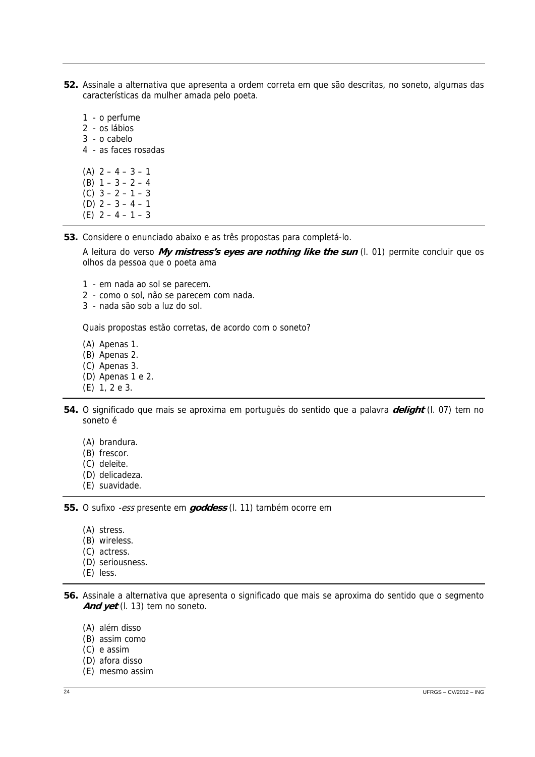**52.** Assinale a alternativa que apresenta a ordem correta em que são descritas, no soneto, algumas das características da mulher amada pelo poeta.

1 - o perfume
2 - os lábios
3 - o cabelo
4 - as faces rosadas

(A) 2 – 4 – 3 – 1
(B) 1 – 3 – 2 – 4
(C) 3 – 2 – 1 – 3
(D) 2 – 3 – 4 – 1
(E) 2 – 4 – 1 – 3

**53.** Considere o enunciado abaixo e as três propostas para completá-lo.

A leitura do verso ***My mistress's eyes are nothing like the sun*** (l. 01) permite concluir que os olhos da pessoa que o poeta ama

1 - em nada ao sol se parecem.
2 - como o sol, não se parecem com nada.
3 - nada são sob a luz do sol.

Quais propostas estão corretas, de acordo com o soneto?

(A) Apenas 1.
(B) Apenas 2.
(C) Apenas 3.
(D) Apenas 1 e 2.
(E) 1, 2 e 3.

**54.** O significado que mais se aproxima em português do sentido que a palavra ***delight*** (l. 07) tem no soneto é

(A) brandura.
(B) frescor.
(C) deleite.
(D) delicadeza.
(E) suavidade.

**55.** O sufixo *-ess* presente em ***goddess*** (l. 11) também ocorre em

(A) stress.
(B) wireless.
(C) actress.
(D) seriousness.
(E) less.

**56.** Assinale a alternativa que apresenta o significado que mais se aproxima do sentido que o segmento ***And yet*** (l. 13) tem no soneto.

(A) além disso
(B) assim como
(C) e assim
(D) afora disso
(E) mesmo assim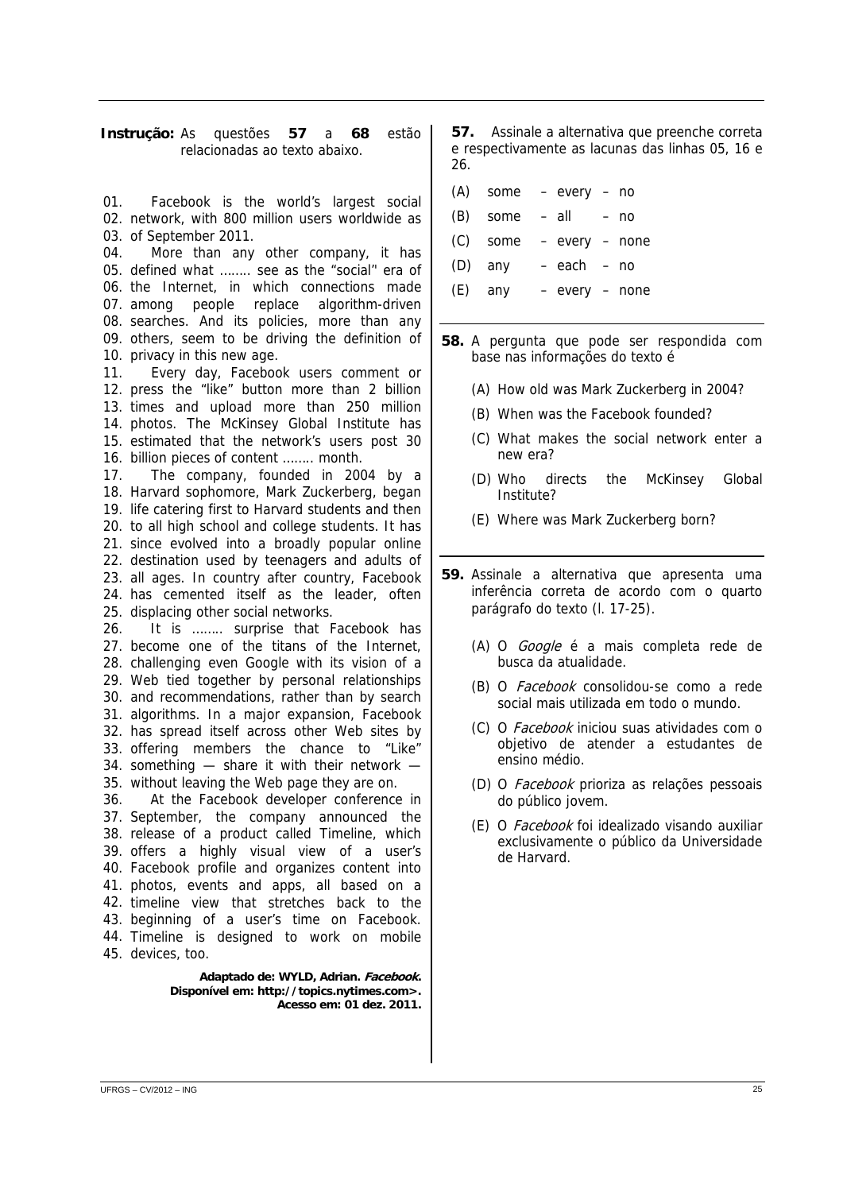**Instrução:** As questões **57** a **68** estão relacionadas ao texto abaixo.

01. Facebook is the world's largest social
02. network, with 800 million users worldwide as
03. of September 2011.
04. More than any other company, it has
05. defined what ........ see as the "social" era of
06. the Internet, in which connections made
07. among people replace algorithm-driven
08. searches. And its policies, more than any
09. others, seem to be driving the definition of
10. privacy in this new age.
11. Every day, Facebook users comment or
12. press the "like" button more than 2 billion
13. times and upload more than 250 million
14. photos. The McKinsey Global Institute has
15. estimated that the network's users post 30
16. billion pieces of content ........ month.
17. The company, founded in 2004 by a
18. Harvard sophomore, Mark Zuckerberg, began
19. life catering first to Harvard students and then
20. to all high school and college students. It has
21. since evolved into a broadly popular online
22. destination used by teenagers and adults of
23. all ages. In country after country, Facebook
24. has cemented itself as the leader, often
25. displacing other social networks.
26. It is ........ surprise that Facebook has
27. become one of the titans of the Internet,
28. challenging even Google with its vision of a
29. Web tied together by personal relationships
30. and recommendations, rather than by search
31. algorithms. In a major expansion, Facebook
32. has spread itself across other Web sites by
33. offering members the chance to "Like"
34. something — share it with their network —
35. without leaving the Web page they are on.
36. At the Facebook developer conference in
37. September, the company announced the
38. release of a product called Timeline, which
39. offers a highly visual view of a user's
40. Facebook profile and organizes content into
41. photos, events and apps, all based on a
42. timeline view that stretches back to the
43. beginning of a user's time on Facebook.
44. Timeline is designed to work on mobile
45. devices, too.

**Adaptado de: WYLD, Adrian. *Facebook*. Disponível em: http://topics.nytimes.com>. Acesso em: 01 dez. 2011.**

**57.** Assinale a alternativa que preenche correta e respectivamente as lacunas das linhas 05, 16 e 26.

(A) some – every – no

(B) some – all – no

(C) some – every – none

(D) any – each – no

(E) any – every – none

**58.** A pergunta que pode ser respondida com base nas informações do texto é

(A) How old was Mark Zuckerberg in 2004?

(B) When was the Facebook founded?

(C) What makes the social network enter a new era?

(D) Who directs the McKinsey Global Institute?

(E) Where was Mark Zuckerberg born?

**59.** Assinale a alternativa que apresenta uma inferência correta de acordo com o quarto parágrafo do texto (l. 17-25).

(A) O *Google* é a mais completa rede de busca da atualidade.

(B) O *Facebook* consolidou-se como a rede social mais utilizada em todo o mundo.

(C) O *Facebook* iniciou suas atividades com o objetivo de atender a estudantes de ensino médio.

(D) O *Facebook* prioriza as relações pessoais do público jovem.

(E) O *Facebook* foi idealizado visando auxiliar exclusivamente o público da Universidade de Harvard.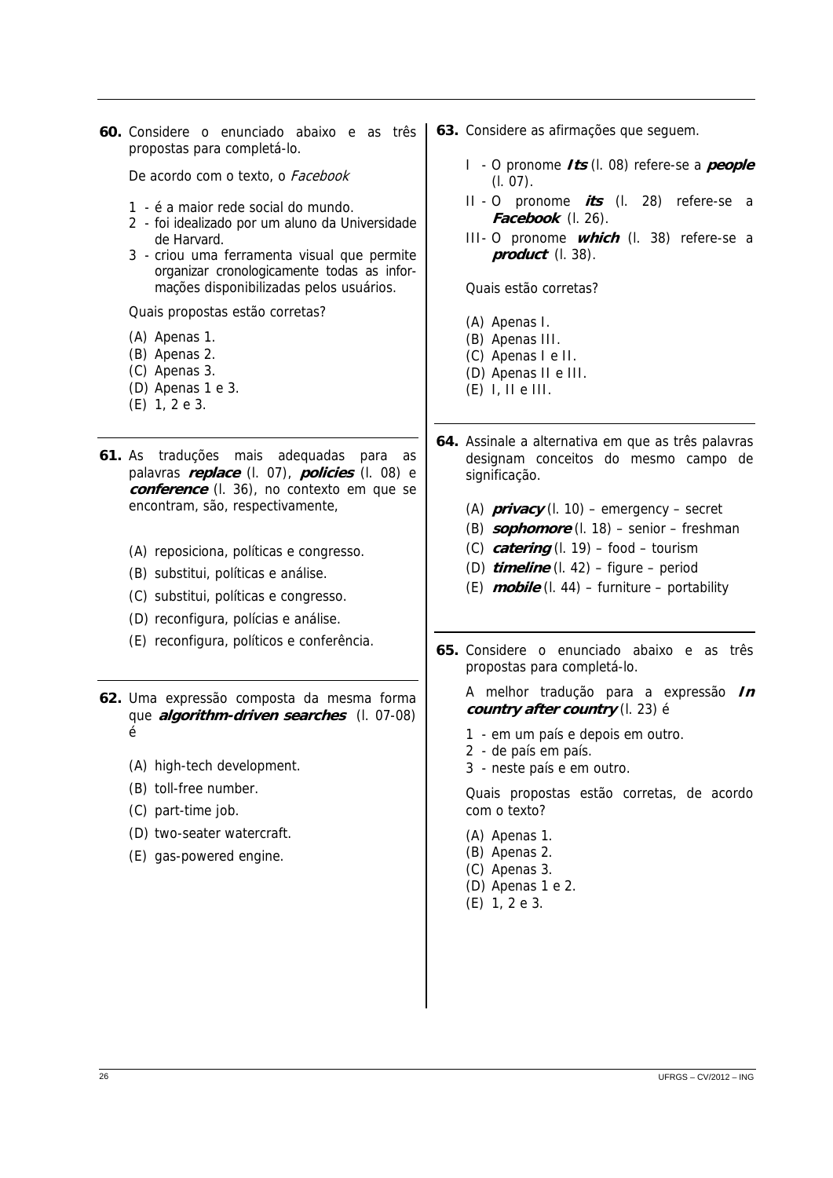**60.** Considere o enunciado abaixo e as três propostas para completá-lo.

De acordo com o texto, o *Facebook*

1 - é a maior rede social do mundo.
2 - foi idealizado por um aluno da Universidade de Harvard.
3 - criou uma ferramenta visual que permite organizar cronologicamente todas as informações disponibilizadas pelos usuários.

Quais propostas estão corretas?

(A) Apenas 1.
(B) Apenas 2.
(C) Apenas 3.
(D) Apenas 1 e 3.
(E) 1, 2 e 3.

**61.** As traduções mais adequadas para as palavras ***replace*** (l. 07), ***policies*** (l. 08) e ***conference*** (l. 36), no contexto em que se encontram, são, respectivamente,

(A) reposiciona, políticas e congresso.
(B) substitui, políticas e análise.
(C) substitui, políticas e congresso.
(D) reconfigura, polícias e análise.
(E) reconfigura, políticos e conferência.

**62.** Uma expressão composta da mesma forma que ***algorithm-driven searches*** (l. 07-08) é

(A) high-tech development.
(B) toll-free number.
(C) part-time job.
(D) two-seater watercraft.
(E) gas-powered engine.

**63.** Considere as afirmações que seguem.

I - O pronome ***Its*** (l. 08) refere-se a ***people*** (l. 07).
II - O pronome ***its*** (l. 28) refere-se a ***Facebook*** (l. 26).
III - O pronome ***which*** (l. 38) refere-se a ***product*** (l. 38).

Quais estão corretas?

(A) Apenas I.
(B) Apenas III.
(C) Apenas I e II.
(D) Apenas II e III.
(E) I, II e III.

**64.** Assinale a alternativa em que as três palavras designam conceitos do mesmo campo de significação.

(A) ***privacy*** (l. 10) – emergency – secret
(B) ***sophomore*** (l. 18) – senior – freshman
(C) ***catering*** (l. 19) – food – tourism
(D) ***timeline*** (l. 42) – figure – period
(E) ***mobile*** (l. 44) – furniture – portability

**65.** Considere o enunciado abaixo e as três propostas para completá-lo.

A melhor tradução para a expressão ***In country after country*** (l. 23) é

1 - em um país e depois em outro.
2 - de país em país.
3 - neste país e em outro.

Quais propostas estão corretas, de acordo com o texto?

(A) Apenas 1.
(B) Apenas 2.
(C) Apenas 3.
(D) Apenas 1 e 2.
(E) 1, 2 e 3.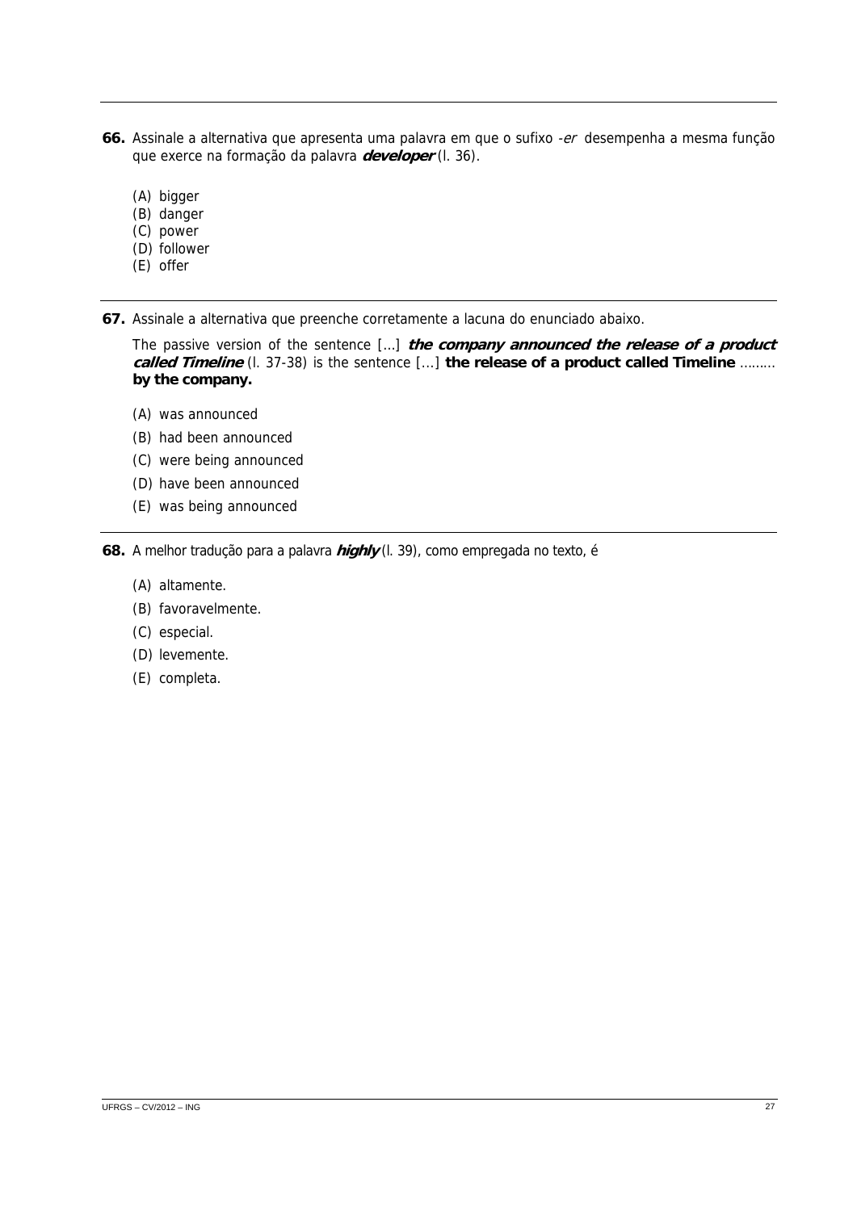**66.** Assinale a alternativa que apresenta uma palavra em que o sufixo *-er* desempenha a mesma função que exerce na formação da palavra ***developer*** (l. 36).

(A) bigger
(B) danger
(C) power
(D) follower
(E) offer

**67.** Assinale a alternativa que preenche corretamente a lacuna do enunciado abaixo.

The passive version of the sentence [...] ***the company announced the release of a product called Timeline*** (l. 37-38) is the sentence [...] **the release of a product called Timeline** ......... **by the company.**

(A) was announced
(B) had been announced
(C) were being announced
(D) have been announced
(E) was being announced

**68.** A melhor tradução para a palavra ***highly*** (l. 39), como empregada no texto, é

(A) altamente.
(B) favoravelmente.
(C) especial.
(D) levemente.
(E) completa.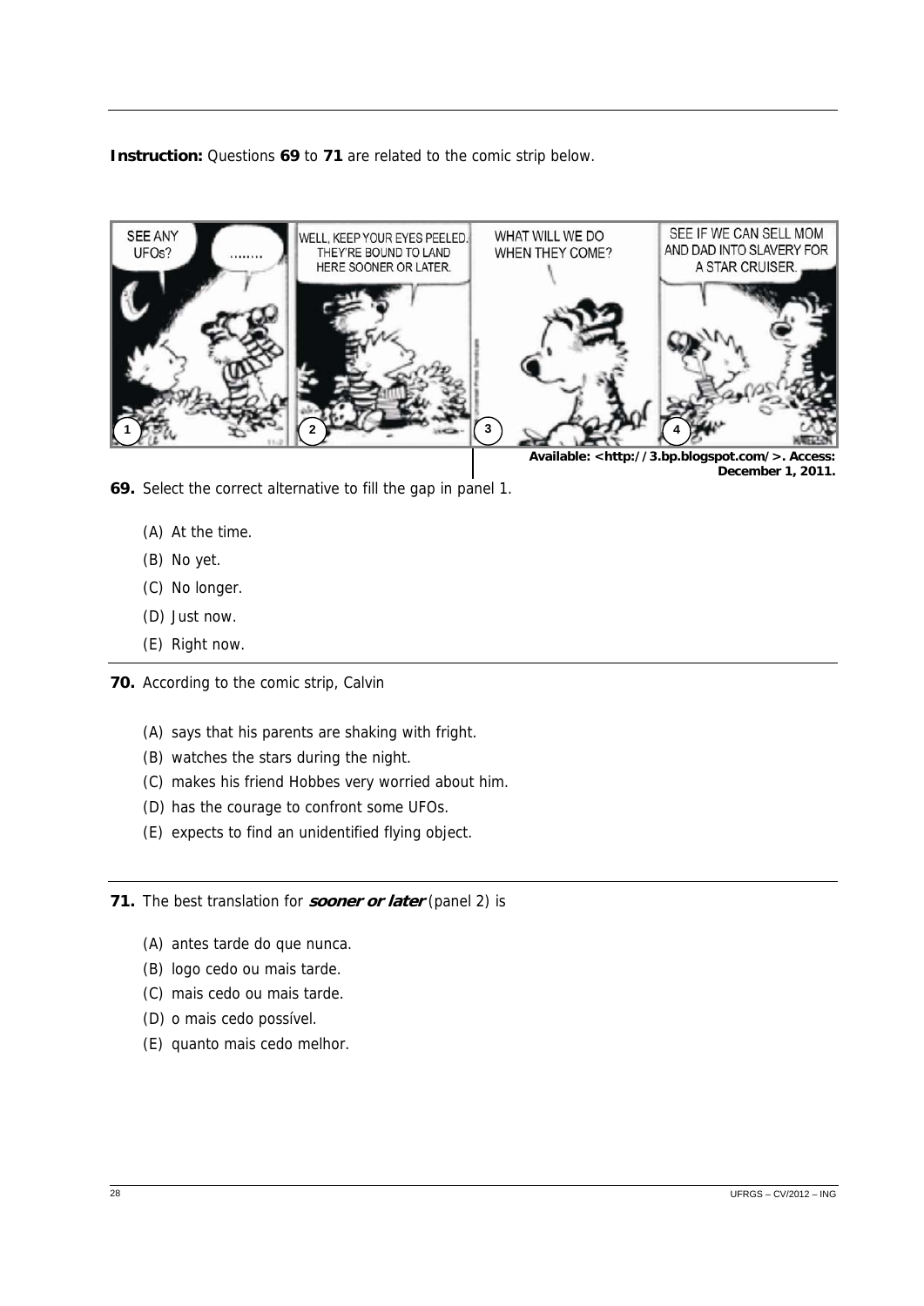**Instruction:** Questions **69** to **71** are related to the comic strip below.

**Available: <http://3.bp.blogspot.com/>. Access: December 1, 2011.**

**69.** Select the correct alternative to fill the gap in panel 1.

(A) At the time.

(B) No yet.

(C) No longer.

(D) Just now.

(E) Right now.

**70.** According to the comic strip, Calvin

(A) says that his parents are shaking with fright.

(B) watches the stars during the night.

(C) makes his friend Hobbes very worried about him.

(D) has the courage to confront some UFOs.

(E) expects to find an unidentified flying object.

**71.** The best translation for ***sooner or later*** (panel 2) is

(A) antes tarde do que nunca.

(B) logo cedo ou mais tarde.

(C) mais cedo ou mais tarde.

(D) o mais cedo possível.

(E) quanto mais cedo melhor.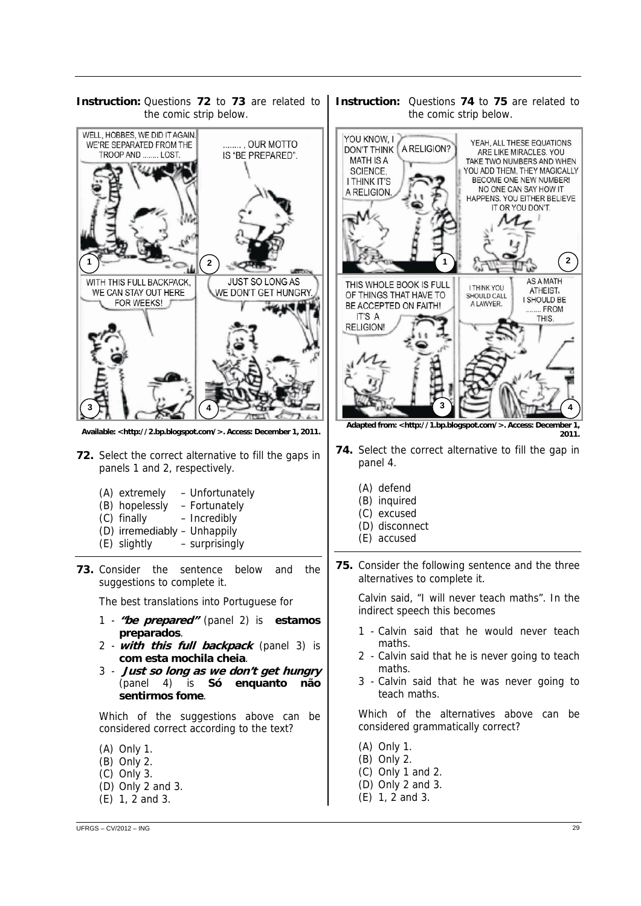**Instruction:** Questions **72** to **73** are related to the comic strip below.

**Available: <http://2.bp.blogspot.com/>. Access: December 1, 2011.**

**72.** Select the correct alternative to fill the gaps in panels 1 and 2, respectively.

(A) extremely – Unfortunately
(B) hopelessly – Fortunately
(C) finally – Incredibly
(D) irremediably – Unhappily
(E) slightly – surprisingly

**73.** Consider the sentence below and the suggestions to complete it.

The best translations into Portuguese for

1 - ***"be prepared"*** (panel 2) is **estamos preparados**.
2 - ***with this full backpack*** (panel 3) is **com esta mochila cheia**.
3 - ***Just so long as we don't get hungry*** (panel 4) is **Só enquanto não sentirmos fome**.

Which of the suggestions above can be considered correct according to the text?

(A) Only 1.
(B) Only 2.
(C) Only 3.
(D) Only 2 and 3.
(E) 1, 2 and 3.

**Instruction:** Questions **74** to **75** are related to the comic strip below.

**Adapted from: <http://1.bp.blogspot.com/>. Access: December 1, 2011.**

**74.** Select the correct alternative to fill the gap in panel 4.

(A) defend
(B) inquired
(C) excused
(D) disconnect
(E) accused

**75.** Consider the following sentence and the three alternatives to complete it.

Calvin said, "I will never teach maths". In the indirect speech this becomes

1 - Calvin said that he would never teach maths.
2 - Calvin said that he is never going to teach maths.
3 - Calvin said that he was never going to teach maths.

Which of the alternatives above can be considered grammatically correct?

(A) Only 1.
(B) Only 2.
(C) Only 1 and 2.
(D) Only 2 and 3.
(E) 1, 2 and 3.